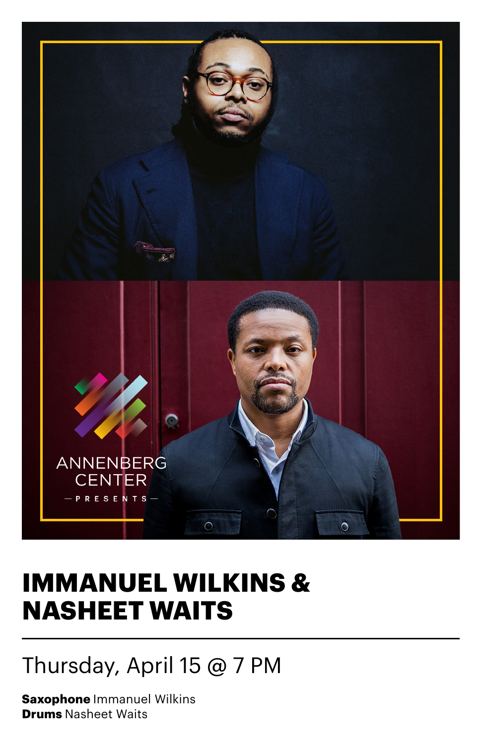ANNENBERG CENTER

— PRESENTS —

# IMMANUEL WILKINS & NASHEET WAITS

---

Thursday, April 15 @ 7 PM

**Saxophone** Immanuel Wilkins
**Drums** Nasheet Waits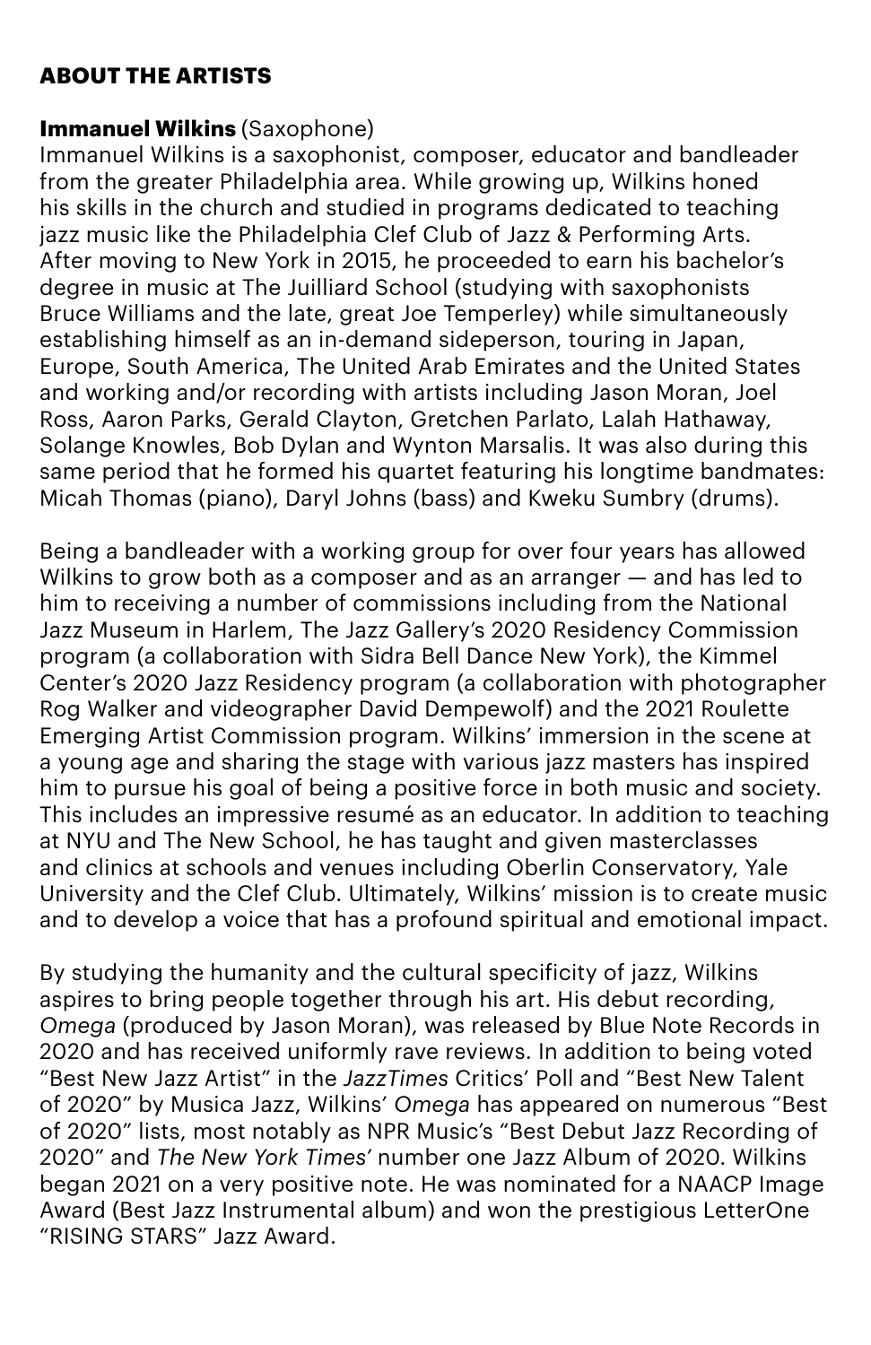**ABOUT THE ARTISTS**

**Immanuel Wilkins** (Saxophone)
Immanuel Wilkins is a saxophonist, composer, educator and bandleader from the greater Philadelphia area. While growing up, Wilkins honed his skills in the church and studied in programs dedicated to teaching jazz music like the Philadelphia Clef Club of Jazz & Performing Arts. After moving to New York in 2015, he proceeded to earn his bachelor's degree in music at The Juilliard School (studying with saxophonists Bruce Williams and the late, great Joe Temperley) while simultaneously establishing himself as an in-demand sideperson, touring in Japan, Europe, South America, The United Arab Emirates and the United States and working and/or recording with artists including Jason Moran, Joel Ross, Aaron Parks, Gerald Clayton, Gretchen Parlato, Lalah Hathaway, Solange Knowles, Bob Dylan and Wynton Marsalis. It was also during this same period that he formed his quartet featuring his longtime bandmates: Micah Thomas (piano), Daryl Johns (bass) and Kweku Sumbry (drums).

Being a bandleader with a working group for over four years has allowed Wilkins to grow both as a composer and as an arranger — and has led to him to receiving a number of commissions including from the National Jazz Museum in Harlem, The Jazz Gallery's 2020 Residency Commission program (a collaboration with Sidra Bell Dance New York), the Kimmel Center's 2020 Jazz Residency program (a collaboration with photographer Rog Walker and videographer David Dempewolf) and the 2021 Roulette Emerging Artist Commission program. Wilkins' immersion in the scene at a young age and sharing the stage with various jazz masters has inspired him to pursue his goal of being a positive force in both music and society. This includes an impressive resumé as an educator. In addition to teaching at NYU and The New School, he has taught and given masterclasses and clinics at schools and venues including Oberlin Conservatory, Yale University and the Clef Club. Ultimately, Wilkins' mission is to create music and to develop a voice that has a profound spiritual and emotional impact.

By studying the humanity and the cultural specificity of jazz, Wilkins aspires to bring people together through his art. His debut recording, *Omega* (produced by Jason Moran), was released by Blue Note Records in 2020 and has received uniformly rave reviews. In addition to being voted "Best New Jazz Artist" in the *JazzTimes* Critics' Poll and "Best New Talent of 2020" by Musica Jazz, Wilkins' *Omega* has appeared on numerous "Best of 2020" lists, most notably as NPR Music's "Best Debut Jazz Recording of 2020" and *The New York Times'* number one Jazz Album of 2020. Wilkins began 2021 on a very positive note. He was nominated for a NAACP Image Award (Best Jazz Instrumental album) and won the prestigious LetterOne "RISING STARS" Jazz Award.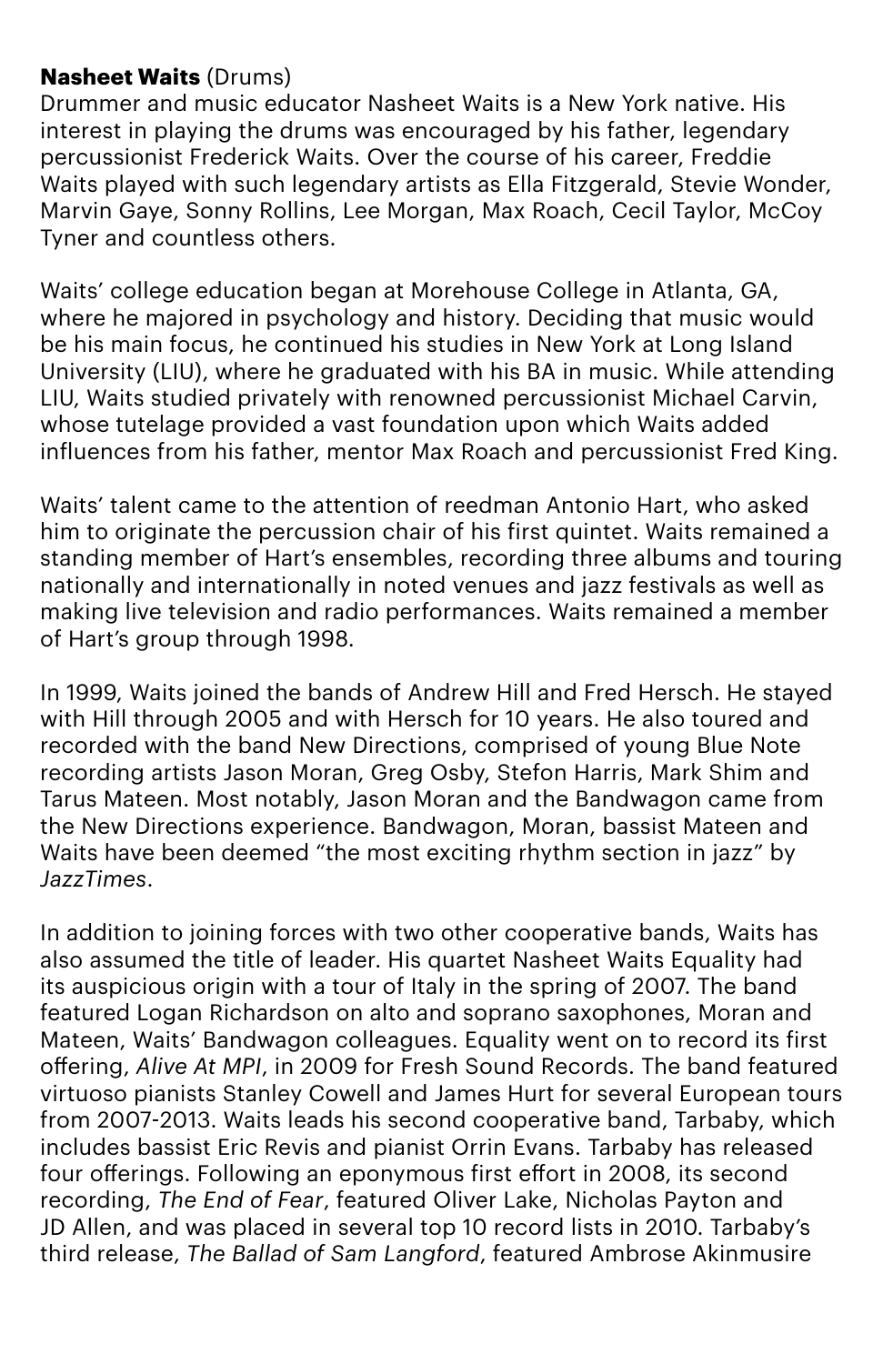**Nasheet Waits** (Drums)
Drummer and music educator Nasheet Waits is a New York native. His interest in playing the drums was encouraged by his father, legendary percussionist Frederick Waits. Over the course of his career, Freddie Waits played with such legendary artists as Ella Fitzgerald, Stevie Wonder, Marvin Gaye, Sonny Rollins, Lee Morgan, Max Roach, Cecil Taylor, McCoy Tyner and countless others.

Waits' college education began at Morehouse College in Atlanta, GA, where he majored in psychology and history. Deciding that music would be his main focus, he continued his studies in New York at Long Island University (LIU), where he graduated with his BA in music. While attending LIU, Waits studied privately with renowned percussionist Michael Carvin, whose tutelage provided a vast foundation upon which Waits added influences from his father, mentor Max Roach and percussionist Fred King.

Waits' talent came to the attention of reedman Antonio Hart, who asked him to originate the percussion chair of his first quintet. Waits remained a standing member of Hart's ensembles, recording three albums and touring nationally and internationally in noted venues and jazz festivals as well as making live television and radio performances. Waits remained a member of Hart's group through 1998.

In 1999, Waits joined the bands of Andrew Hill and Fred Hersch. He stayed with Hill through 2005 and with Hersch for 10 years. He also toured and recorded with the band New Directions, comprised of young Blue Note recording artists Jason Moran, Greg Osby, Stefon Harris, Mark Shim and Tarus Mateen. Most notably, Jason Moran and the Bandwagon came from the New Directions experience. Bandwagon, Moran, bassist Mateen and Waits have been deemed "the most exciting rhythm section in jazz" by *JazzTimes*.

In addition to joining forces with two other cooperative bands, Waits has also assumed the title of leader. His quartet Nasheet Waits Equality had its auspicious origin with a tour of Italy in the spring of 2007. The band featured Logan Richardson on alto and soprano saxophones, Moran and Mateen, Waits' Bandwagon colleagues. Equality went on to record its first offering, *Alive At MPI*, in 2009 for Fresh Sound Records. The band featured virtuoso pianists Stanley Cowell and James Hurt for several European tours from 2007-2013. Waits leads his second cooperative band, Tarbaby, which includes bassist Eric Revis and pianist Orrin Evans. Tarbaby has released four offerings. Following an eponymous first effort in 2008, its second recording, *The End of Fear*, featured Oliver Lake, Nicholas Payton and JD Allen, and was placed in several top 10 record lists in 2010. Tarbaby's third release, *The Ballad of Sam Langford*, featured Ambrose Akinmusire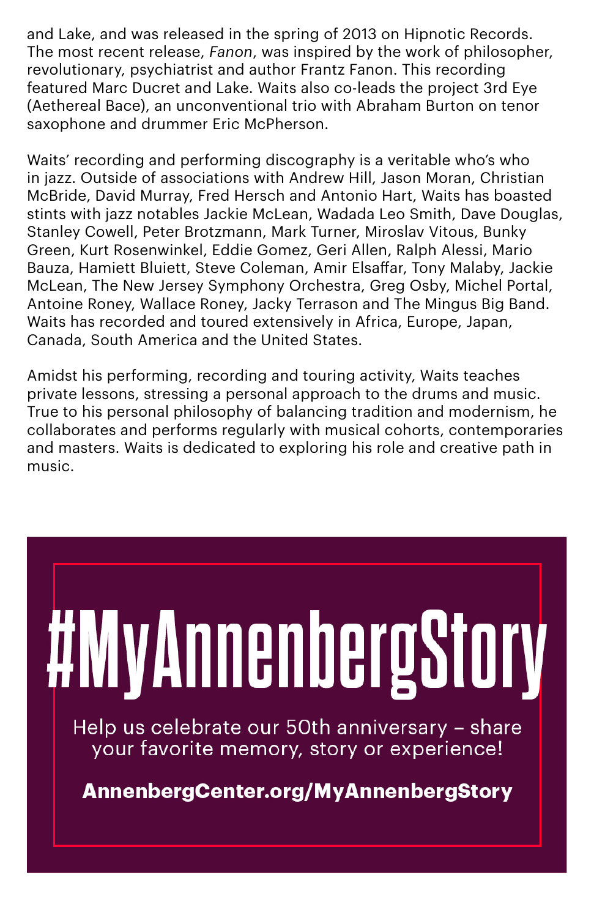and Lake, and was released in the spring of 2013 on Hipnotic Records. The most recent release, *Fanon*, was inspired by the work of philosopher, revolutionary, psychiatrist and author Frantz Fanon. This recording featured Marc Ducret and Lake. Waits also co-leads the project 3rd Eye (Aethereal Bace), an unconventional trio with Abraham Burton on tenor saxophone and drummer Eric McPherson.

Waits' recording and performing discography is a veritable who's who in jazz. Outside of associations with Andrew Hill, Jason Moran, Christian McBride, David Murray, Fred Hersch and Antonio Hart, Waits has boasted stints with jazz notables Jackie McLean, Wadada Leo Smith, Dave Douglas, Stanley Cowell, Peter Brotzmann, Mark Turner, Miroslav Vitous, Bunky Green, Kurt Rosenwinkel, Eddie Gomez, Geri Allen, Ralph Alessi, Mario Bauza, Hamiett Bluiett, Steve Coleman, Amir Elsaffar, Tony Malaby, Jackie McLean, The New Jersey Symphony Orchestra, Greg Osby, Michel Portal, Antoine Roney, Wallace Roney, Jacky Terrason and The Mingus Big Band. Waits has recorded and toured extensively in Africa, Europe, Japan, Canada, South America and the United States.

Amidst his performing, recording and touring activity, Waits teaches private lessons, stressing a personal approach to the drums and music. True to his personal philosophy of balancing tradition and modernism, he collaborates and performs regularly with musical cohorts, contemporaries and masters. Waits is dedicated to exploring his role and creative path in music.

# #MyAnnenbergStory

Help us celebrate our 50th anniversary – share your favorite memory, story or experience!

**AnnenbergCenter.org/MyAnnenbergStory**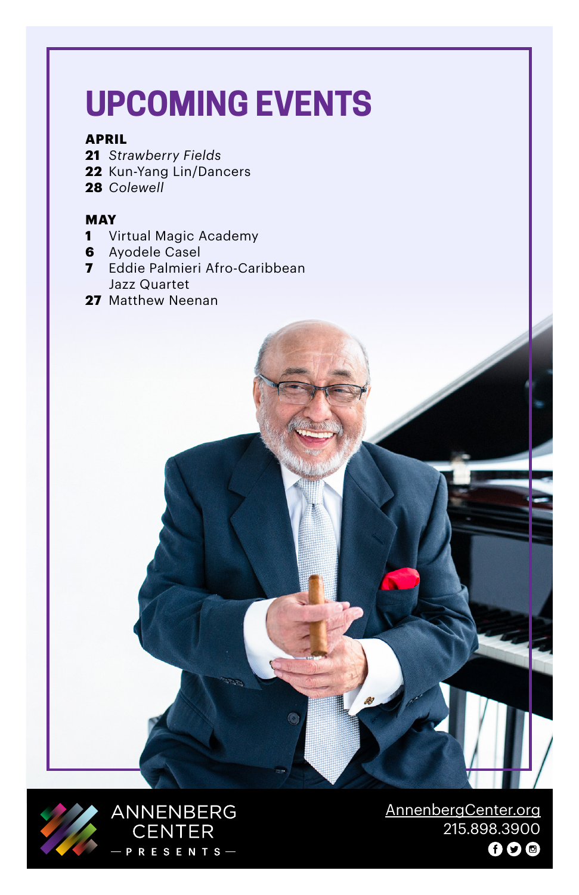# UPCOMING EVENTS

**APRIL**

**21** *Strawberry Fields*
**22** Kun-Yang Lin/Dancers
**28** *Colewell*

**MAY**

**1** Virtual Magic Academy
**6** Ayodele Casel
**7** Eddie Palmieri Afro-Caribbean Jazz Quartet
**27** Matthew Neenan

ANNENBERG CENTER
— PRESENTS —

AnnenbergCenter.org
215.898.3900